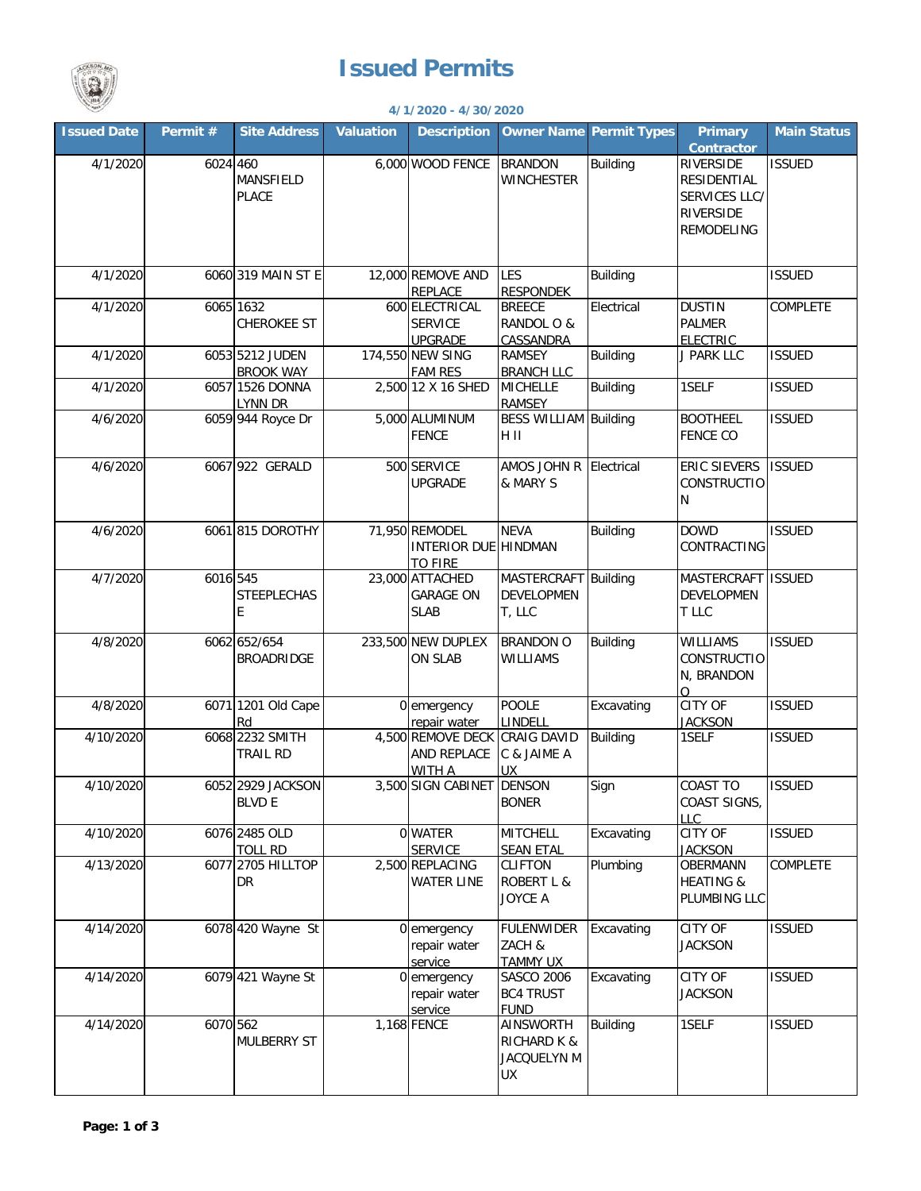# Issued Permits

**4/1/2020 - 4/30/2020**

| Issued Date | Permit # | Site Address | Valuation | Description | Owner Name | Permit Types | Primary Contractor | Main Status |
|---|---|---|---|---|---|---|---|---|
| 4/1/2020 | 6024 | 460 MANSFIELD PLACE | 6,000 | WOOD FENCE | BRANDON WINCHESTER | Building | RIVERSIDE RESIDENTIAL SERVICES LLC/ RIVERSIDE REMODELING | ISSUED |
| 4/1/2020 | 6060 | 319 MAIN ST E | 12,000 | REMOVE AND REPLACE | LES RESPONDEK | Building | | ISSUED |
| 4/1/2020 | 6065 | 1632 CHEROKEE ST | 600 | ELECTRICAL SERVICE UPGRADE | BREECE RANDOL O & CASSANDRA | Electrical | DUSTIN PALMER ELECTRIC | COMPLETE |
| 4/1/2020 | 6053 | 5212 JUDEN BROOK WAY | 174,550 | NEW SING FAM RES | RAMSEY BRANCH LLC | Building | J PARK LLC | ISSUED |
| 4/1/2020 | 6057 | 1526 DONNA LYNN DR | 2,500 | 12 X 16 SHED | MICHELLE RAMSEY | Building | 1SELF | ISSUED |
| 4/6/2020 | 6059 | 944 Royce Dr | 5,000 | ALUMINUM FENCE | BESS WILLIAM H II | Building | BOOTHEEL FENCE CO | ISSUED |
| 4/6/2020 | 6067 | 922 GERALD | 500 | SERVICE UPGRADE | AMOS JOHN R & MARY S | Electrical | ERIC SIEVERS CONSTRUCTION | ISSUED |
| 4/6/2020 | 6061 | 815 DOROTHY | 71,950 | REMODEL INTERIOR DUE TO FIRE | NEVA HINDMAN | Building | DOWD CONTRACTING | ISSUED |
| 4/7/2020 | 6016 | 545 STEEPLECHASE | 23,000 | ATTACHED GARAGE ON SLAB | MASTERCRAFT DEVELOPMENT, LLC | Building | MASTERCRAFT DEVELOPMENT LLC | ISSUED |
| 4/8/2020 | 6062 | 652/654 BROADRIDGE | 233,500 | NEW DUPLEX ON SLAB | BRANDON O WILLIAMS | Building | WILLIAMS CONSTRUCTION, BRANDON O | ISSUED |
| 4/8/2020 | 6071 | 1201 Old Cape Rd | 0 | emergency repair water | POOLE LINDELL | Excavating | CITY OF JACKSON | ISSUED |
| 4/10/2020 | 6068 | 2232 SMITH TRAIL RD | 4,500 | REMOVE DECK AND REPLACE WITH A | CRAIG DAVID C & JAIME A UX | Building | 1SELF | ISSUED |
| 4/10/2020 | 6052 | 2929 JACKSON BLVD E | 3,500 | SIGN CABINET | DENSON BONER | Sign | COAST TO COAST SIGNS, LLC | ISSUED |
| 4/10/2020 | 6076 | 2485 OLD TOLL RD | 0 | WATER SERVICE | MITCHELL SEAN ETAL | Excavating | CITY OF JACKSON | ISSUED |
| 4/13/2020 | 6077 | 2705 HILLTOP DR | 2,500 | REPLACING WATER LINE | CLIFTON ROBERT L & JOYCE A | Plumbing | OBERMANN HEATING & PLUMBING LLC | COMPLETE |
| 4/14/2020 | 6078 | 420 Wayne St | 0 | emergency repair water service | FULENWIDER ZACH & TAMMY UX | Excavating | CITY OF JACKSON | ISSUED |
| 4/14/2020 | 6079 | 421 Wayne St | 0 | emergency repair water service | SASCO 2006 BC4 TRUST FUND | Excavating | CITY OF JACKSON | ISSUED |
| 4/14/2020 | 6070 | 562 MULBERRY ST | 1,168 | FENCE | AINSWORTH RICHARD K & JACQUELYN M UX | Building | 1SELF | ISSUED |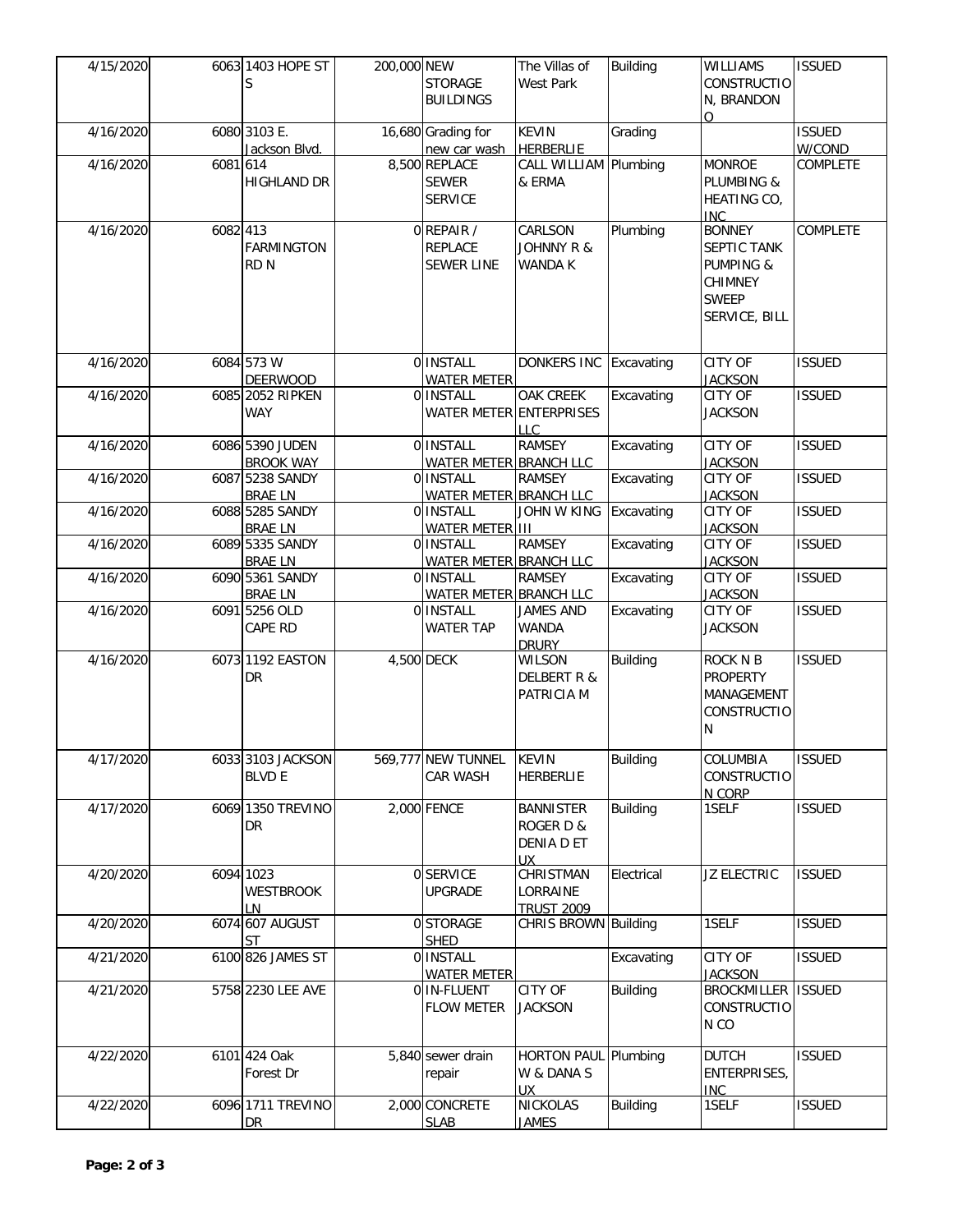| 4/15/2020 | 6063 | 1403 HOPE ST S | 200,000 | NEW STORAGE BUILDINGS | The Villas of West Park | Building | WILLIAMS CONSTRUCTION, BRANDON O | ISSUED |
|---|---|---|---|---|---|---|---|---|
| 4/16/2020 | 6080 | 3103 E. Jackson Blvd. | 16,680 | Grading for new car wash | KEVIN HERBERLIE | Grading | | ISSUED W/COND |
| 4/16/2020 | 6081 | 614 HIGHLAND DR | 8,500 | REPLACE SEWER SERVICE | CALL WILLIAM & ERMA | Plumbing | MONROE PLUMBING & HEATING CO, INC | COMPLETE |
| 4/16/2020 | 6082 | 413 FARMINGTON RD N | 0 | REPAIR / REPLACE SEWER LINE | CARLSON JOHNNY R & WANDA K | Plumbing | BONNEY SEPTIC TANK PUMPING & CHIMNEY SWEEP SERVICE, BILL | COMPLETE |
| 4/16/2020 | 6084 | 573 W DEERWOOD | 0 | INSTALL WATER METER | DONKERS INC | Excavating | CITY OF JACKSON | ISSUED |
| 4/16/2020 | 6085 | 2052 RIPKEN WAY | 0 | INSTALL WATER METER | OAK CREEK ENTERPRISES LLC | Excavating | CITY OF JACKSON | ISSUED |
| 4/16/2020 | 6086 | 5390 JUDEN BROOK WAY | 0 | INSTALL WATER METER | RAMSEY BRANCH LLC | Excavating | CITY OF JACKSON | ISSUED |
| 4/16/2020 | 6087 | 5238 SANDY BRAE LN | 0 | INSTALL WATER METER | RAMSEY BRANCH LLC | Excavating | CITY OF JACKSON | ISSUED |
| 4/16/2020 | 6088 | 5285 SANDY BRAE LN | 0 | INSTALL WATER METER | JOHN W KING III | Excavating | CITY OF JACKSON | ISSUED |
| 4/16/2020 | 6089 | 5335 SANDY BRAE LN | 0 | INSTALL WATER METER | RAMSEY BRANCH LLC | Excavating | CITY OF JACKSON | ISSUED |
| 4/16/2020 | 6090 | 5361 SANDY BRAE LN | 0 | INSTALL WATER METER | RAMSEY BRANCH LLC | Excavating | CITY OF JACKSON | ISSUED |
| 4/16/2020 | 6091 | 5256 OLD CAPE RD | 0 | INSTALL WATER TAP | JAMES AND WANDA DRURY | Excavating | CITY OF JACKSON | ISSUED |
| 4/16/2020 | 6073 | 1192 EASTON DR | 4,500 | DECK | WILSON DELBERT R & PATRICIA M | Building | ROCK N B PROPERTY MANAGEMENT CONSTRUCTION | ISSUED |
| 4/17/2020 | 6033 | 3103 JACKSON BLVD E | 569,777 | NEW TUNNEL CAR WASH | KEVIN HERBERLIE | Building | COLUMBIA CONSTRUCTION CORP | ISSUED |
| 4/17/2020 | 6069 | 1350 TREVINO DR | 2,000 | FENCE | BANNISTER ROGER D & DENIA D ET UX | Building | 1SELF | ISSUED |
| 4/20/2020 | 6094 | 1023 WESTBROOK LN | 0 | SERVICE UPGRADE | CHRISTMAN LORRAINE TRUST 2009 | Electrical | JZ ELECTRIC | ISSUED |
| 4/20/2020 | 6074 | 607 AUGUST ST | 0 | STORAGE SHED | CHRIS BROWN | Building | 1SELF | ISSUED |
| 4/21/2020 | 6100 | 826 JAMES ST | 0 | INSTALL WATER METER | | Excavating | CITY OF JACKSON | ISSUED |
| 4/21/2020 | 5758 | 2230 LEE AVE | 0 | IN-FLUENT FLOW METER | CITY OF JACKSON | Building | BROCKMILLER CONSTRUCTION CO | ISSUED |
| 4/22/2020 | 6101 | 424 Oak Forest Dr | 5,840 | sewer drain repair | HORTON PAUL W & DANA S UX | Plumbing | DUTCH ENTERPRISES, INC | ISSUED |
| 4/22/2020 | 6096 | 1711 TREVINO DR | 2,000 | CONCRETE SLAB | NICKOLAS JAMES | Building | 1SELF | ISSUED |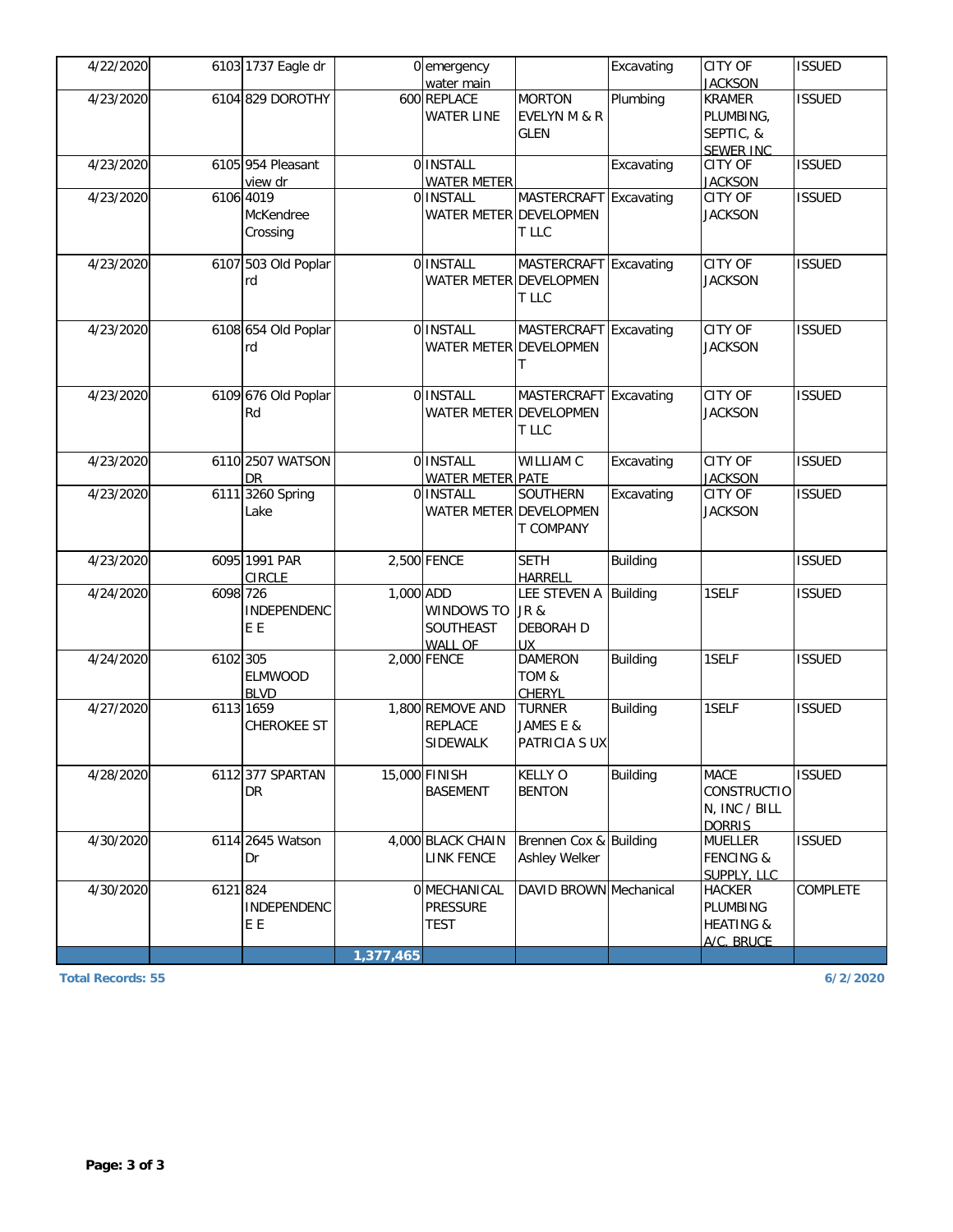| | | | | | | | | |
|---|---|---|---|---|---|---|---|---|
| 4/22/2020 | 6103 | 1737 Eagle dr | 0 | emergency water main | | Excavating | CITY OF JACKSON | ISSUED |
| 4/23/2020 | 6104 | 829 DOROTHY | 600 | REPLACE WATER LINE | MORTON EVELYN M & R GLEN | Plumbing | KRAMER PLUMBING, SEPTIC, & SEWER INC | ISSUED |
| 4/23/2020 | 6105 | 954 Pleasant view dr | 0 | INSTALL WATER METER | | Excavating | CITY OF JACKSON | ISSUED |
| 4/23/2020 | 6106 | 4019 McKendree Crossing | 0 | INSTALL WATER METER | MASTERCRAFT DEVELOPMENT LLC | Excavating | CITY OF JACKSON | ISSUED |
| 4/23/2020 | 6107 | 503 Old Poplar rd | 0 | INSTALL WATER METER | MASTERCRAFT DEVELOPMENT LLC | Excavating | CITY OF JACKSON | ISSUED |
| 4/23/2020 | 6108 | 654 Old Poplar rd | 0 | INSTALL WATER METER | MASTERCRAFT DEVELOPMENT | Excavating | CITY OF JACKSON | ISSUED |
| 4/23/2020 | 6109 | 676 Old Poplar Rd | 0 | INSTALL WATER METER | MASTERCRAFT DEVELOPMENT LLC | Excavating | CITY OF JACKSON | ISSUED |
| 4/23/2020 | 6110 | 2507 WATSON DR | 0 | INSTALL WATER METER | WILLIAM C PATE | Excavating | CITY OF JACKSON | ISSUED |
| 4/23/2020 | 6111 | 3260 Spring Lake | 0 | INSTALL WATER METER | SOUTHERN DEVELOPMENT COMPANY | Excavating | CITY OF JACKSON | ISSUED |
| 4/23/2020 | 6095 | 1991 PAR CIRCLE | 2,500 | FENCE | SETH HARRELL | Building | | ISSUED |
| 4/24/2020 | 6098 | 726 INDEPENDENCE E | 1,000 | ADD WINDOWS TO SOUTHEAST WALL OF | LEE STEVEN A JR & DEBORAH D UX | Building | 1SELF | ISSUED |
| 4/24/2020 | 6102 | 305 ELMWOOD BLVD | 2,000 | FENCE | DAMERON TOM & CHERYL | Building | 1SELF | ISSUED |
| 4/27/2020 | 6113 | 1659 CHEROKEE ST | 1,800 | REMOVE AND REPLACE SIDEWALK | TURNER JAMES E & PATRICIA S UX | Building | 1SELF | ISSUED |
| 4/28/2020 | 6112 | 377 SPARTAN DR | 15,000 | FINISH BASEMENT | KELLY O BENTON | Building | MACE CONSTRUCTION, INC / BILL DORRIS | ISSUED |
| 4/30/2020 | 6114 | 2645 Watson Dr | 4,000 | BLACK CHAIN LINK FENCE | Brennen Cox & Ashley Welker | Building | MUELLER FENCING & SUPPLY, LLC | ISSUED |
| 4/30/2020 | 6121 | 824 INDEPENDENCE E | 0 | MECHANICAL PRESSURE TEST | DAVID BROWN | Mechanical | HACKER PLUMBING HEATING & A/C, BRUCE | COMPLETE |
| | | | **1,377,465** | | | | | |

**Total Records: 55**

**6/2/2020**